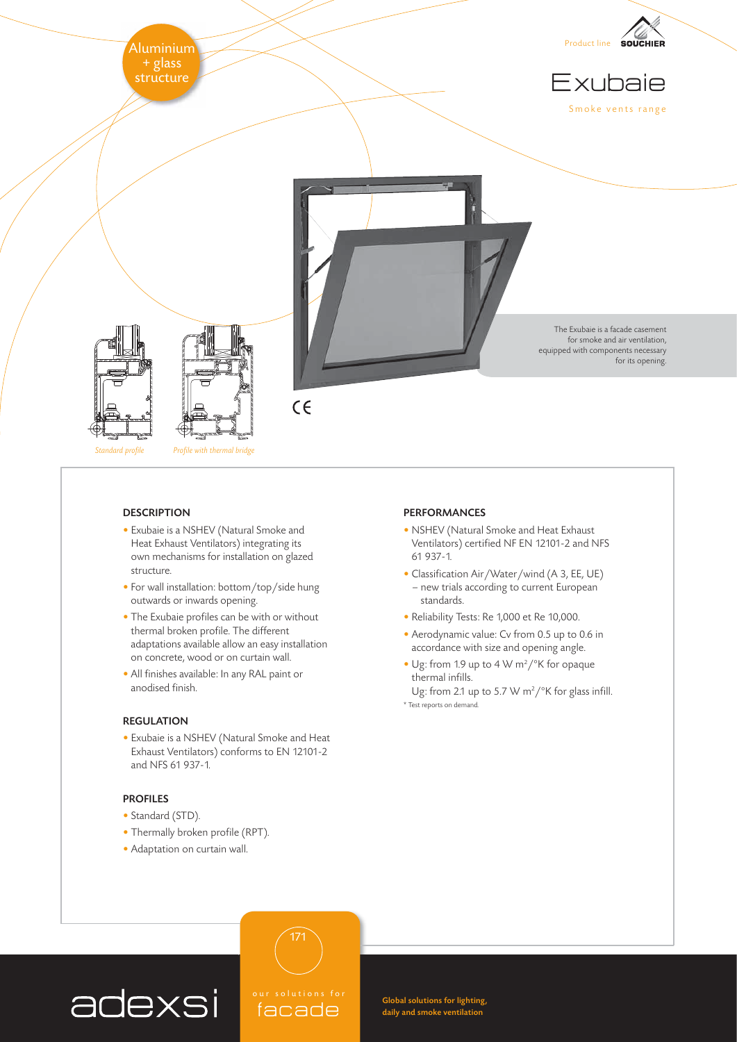Aluminium + glass structure

Product line SOUCHIER

# Exubaie

Smoke vents range

The Exubaie is a facade casement for smoke and air ventilation, equipped with components necessary for its opening.

*Standard profile*

*Profile with thermal bridge*

## DESCRIPTION

- Exubaie is a NSHEV (Natural Smoke and Heat Exhaust Ventilators) integrating its own mechanisms for installation on glazed structure.
- For wall installation: bottom/top/side hung outwards or inwards opening.
- The Exubaie profiles can be with or without thermal broken profile. The different adaptations available allow an easy installation on concrete, wood or on curtain wall.
- All finishes available: In any RAL paint or anodised finish.

## REGULATION

- Exubaie is a NSHEV (Natural Smoke and Heat Exhaust Ventilators) conforms to EN 12101-2 and NFS 61 937-1.

## PROFILES

- Standard (STD).
- Thermally broken profile (RPT).
- Adaptation on curtain wall.

## PERFORMANCES

- NSHEV (Natural Smoke and Heat Exhaust Ventilators) certified NF EN 12101-2 and NFS 61 937-1.
- Classification Air/Water/wind (A 3, EE, UE) – new trials according to current European standards.
- Reliability Tests: Re 1,000 et Re 10,000.
- Aerodynamic value: Cv from 0.5 up to 0.6 in accordance with size and opening angle.
- Ug: from 1.9 up to 4 W $m^2$/°K for opaque thermal infills.
  Ug: from 2.1 up to 5.7 W $m^2$/°K for glass infill.

\* Test reports on demand.

adexsi

our solutions for facade

Global solutions for lighting, daily and smoke ventilation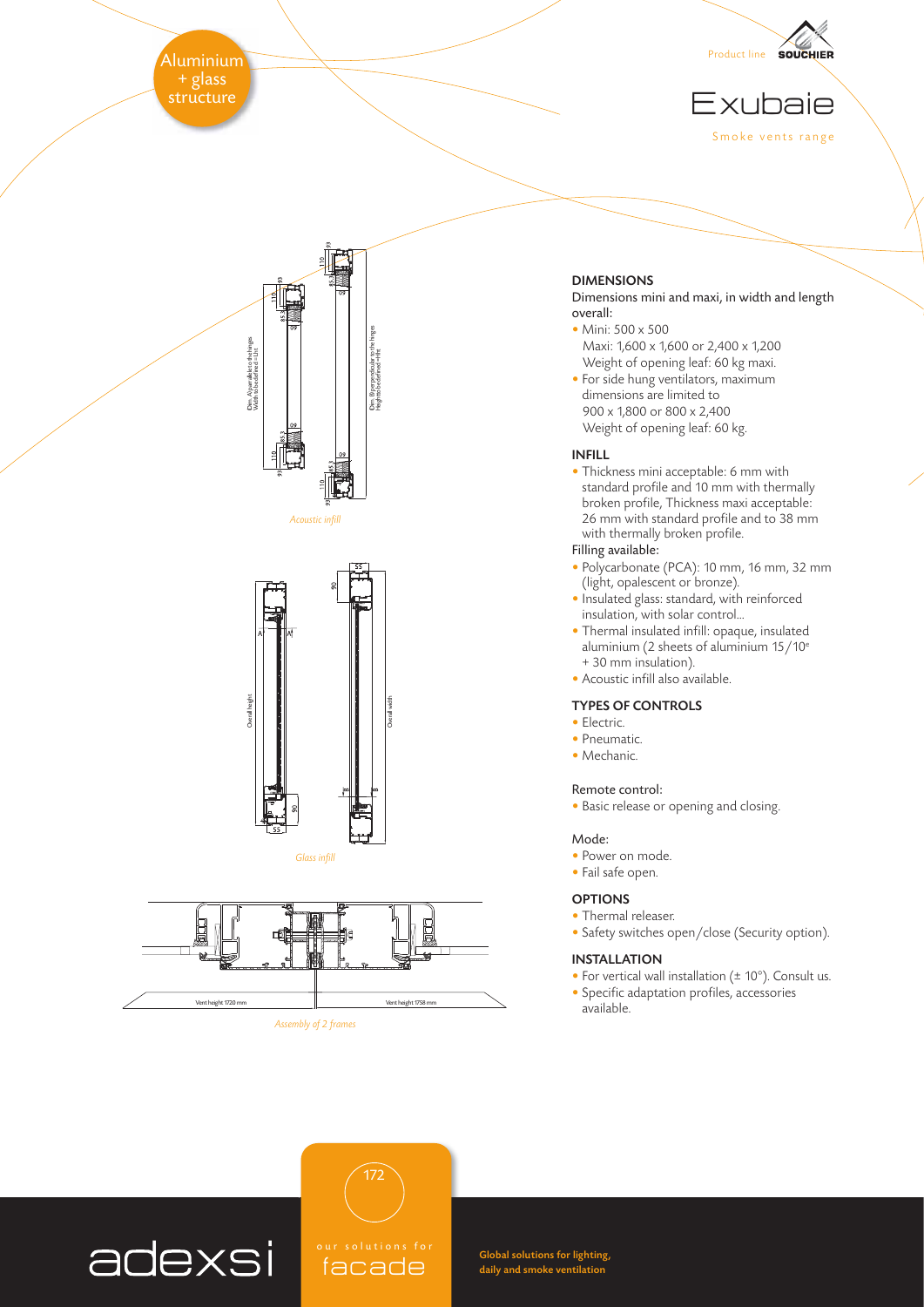Aluminium + glass structure

Product line SOUCHIER

# Exubaie

Smoke vents range

*Acoustic infill*

*Glass infill*

*Assembly of 2 frames*

## DIMENSIONS

Dimensions mini and maxi, in width and length overall:

- Mini: 500 x 500
  Maxi: 1,600 x 1,600 or 2,400 x 1,200
  Weight of opening leaf: 60 kg maxi.
- For side hung ventilators, maximum dimensions are limited to 900 x 1,800 or 800 x 2,400
  Weight of opening leaf: 60 kg.

## INFILL

- Thickness mini acceptable: 6 mm with standard profile and 10 mm with thermally broken profile, Thickness maxi acceptable: 26 mm with standard profile and to 38 mm with thermally broken profile.

Filling available:

- Polycarbonate (PCA): 10 mm, 16 mm, 32 mm (light, opalescent or bronze).
- Insulated glass: standard, with reinforced insulation, with solar control...
- Thermal insulated infill: opaque, insulated aluminium (2 sheets of aluminium 15/10e + 30 mm insulation).
- Acoustic infill also available.

## TYPES OF CONTROLS

- Electric.
- Pneumatic.
- Mechanic.

Remote control:

- Basic release or opening and closing.

Mode:

- Power on mode.
- Fail safe open.

## OPTIONS

- Thermal releaser.
- Safety switches open/close (Security option).

## INSTALLATION

- For vertical wall installation (± 10°). Consult us.
- Specific adaptation profiles, accessories available.

adexsi — our solutions for facade

Global solutions for lighting, daily and smoke ventilation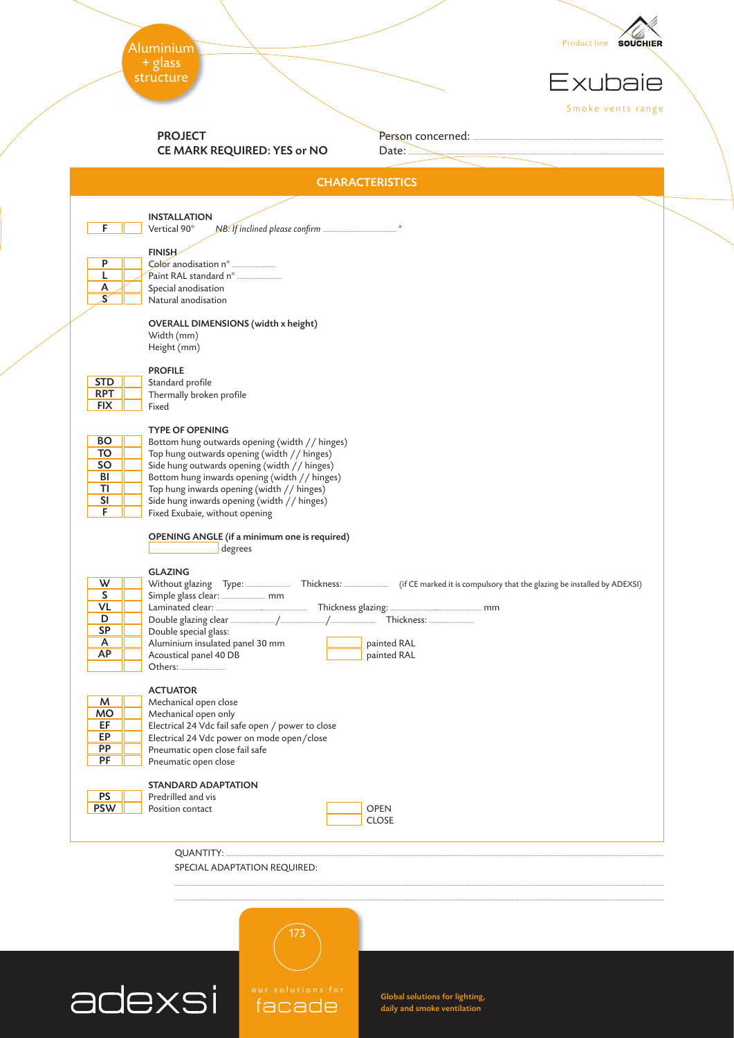Aluminium + glass structure

Product line SOUCHIER

# Exubaie

Smoke vents range

**PROJECT**
**CE MARK REQUIRED: YES or NO**

Person concerned: ..........

Date: ..........

## CHARACTERISTICS

**INSTALLATION**

| | | |
|---|---|---|
| F | | Vertical 90° *NB: If inclined please confirm* .......... ° |

**FINISH**

| | | |
|---|---|---|
| P | | Color anodisation n° .......... |
| L | | Paint RAL standard n° .......... |
| A | | Special anodisation |
| S | | Natural anodisation |

**OVERALL DIMENSIONS (width x height)**

Width (mm)

Height (mm)

**PROFILE**

| | | |
|---|---|---|
| STD | | Standard profile |
| RPT | | Thermally broken profile |
| FIX | | Fixed |

**TYPE OF OPENING**

| | | |
|---|---|---|
| BO | | Bottom hung outwards opening (width // hinges) |
| TO | | Top hung outwards opening (width // hinges) |
| SO | | Side hung outwards opening (width // hinges) |
| BI | | Bottom hung inwards opening (width // hinges) |
| TI | | Top hung inwards opening (width // hinges) |
| SI | | Side hung inwards opening (width // hinges) |
| F | | Fixed Exubaie, without opening |

**OPENING ANGLE (if a minimum one is required)**

[ ] degrees

**GLAZING**

| | | |
|---|---|---|
| W | | Without glazing Type: .......... Thickness: .......... (if CE marked it is compulsory that the glazing be installed by ADEXSI) |
| S | | Simple glass clear: .......... mm |
| VL | | Laminated clear: .......... Thickness glazing: .......... mm |
| D | | Double glazing clear ........../........../.......... Thickness: .......... |
| SP | | Double special glass: |
| A | | Aluminium insulated panel 30 mm [ ] painted RAL |
| AP | | Acoustical panel 40 DB [ ] painted RAL |
| | | Others: .......... |

**ACTUATOR**

| | | |
|---|---|---|
| M | | Mechanical open close |
| MO | | Mechanical open only |
| EF | | Electrical 24 Vdc fail safe open / power to close |
| EP | | Electrical 24 Vdc power on mode open/close |
| PP | | Pneumatic open close fail safe |
| PF | | Pneumatic open close |

**STANDARD ADAPTATION**

| | | |
|---|---|---|
| PS | | Predrilled and vis |
| PSW | | Position contact [ ] OPEN [ ] CLOSE |

QUANTITY: ..........

SPECIAL ADAPTATION REQUIRED:

..........

..........

adexsi our solutions for facade

Global solutions for lighting, daily and smoke ventilation